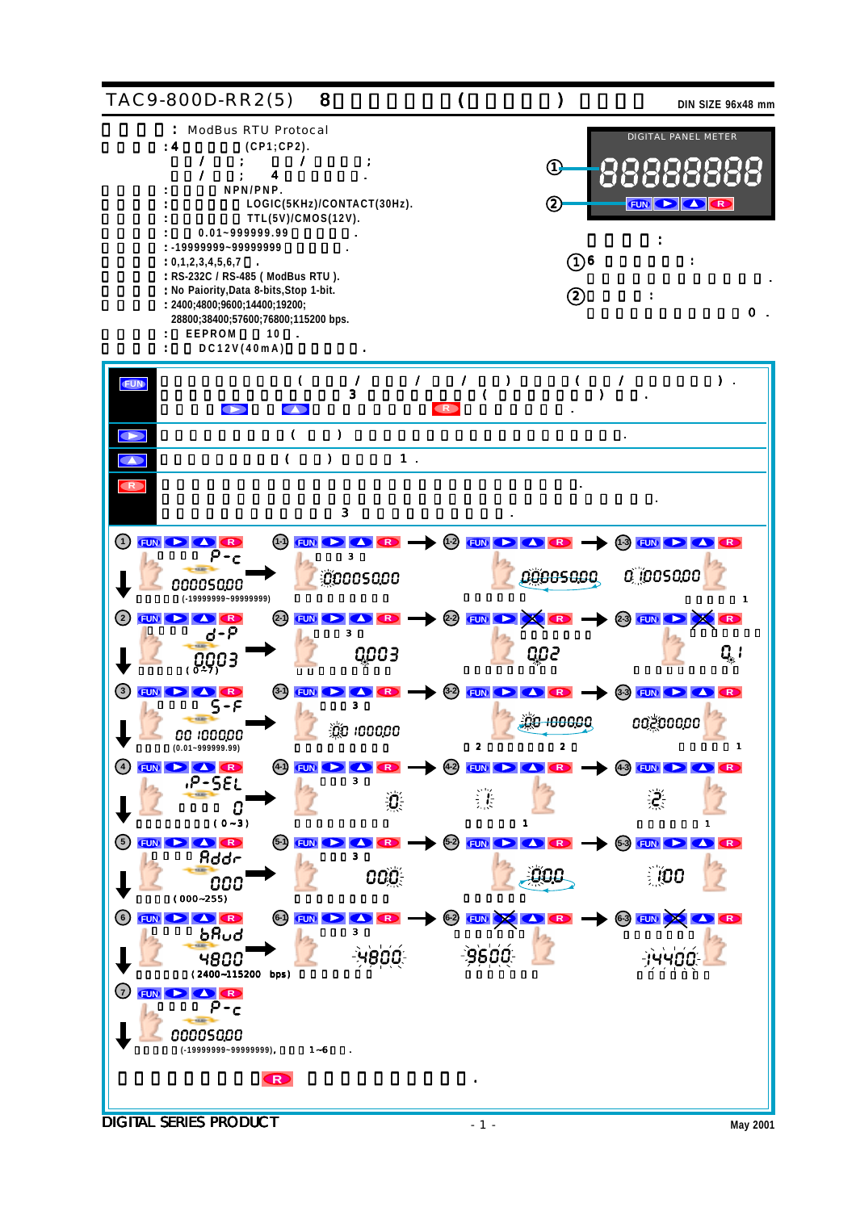# TAC9-800D-RR2(5) 8 ( ) DIN SIZE 96x48 mm

: ModBus RTU Protocal
:4 (CP1;CP2).
/ ; / ;
/ ; 4 .
: NPN/PNP.
: LOGIC(5KHz)/CONTACT(30Hz).
: TTL(5V)/CMOS(12V).
: 0.01~999999.99 .
: -19999999~99999999 .
: 0,1,2,3,4,5,6,7 .
: RS-232C / RS-485 ( ModBus RTU ).
: No Paiority,Data 8-bits,Stop 1-bit.
: 2400;4800;9600;14400;19200;
28800;38400;57600;76800;115200 bps.
: EEPROM 10 .
: DC12V(40mA) .

DIGITAL PANEL METER

① 88888888
② FUN ▶ ▲ R

:
① 6 :
.
② :
0 .

| | |
|---|---|
| FUN | ( / / / ) ( / ) . 3 ( ) . ▶ ▲ R . |
| ▶ | ( ) . |
| ▲ | ( ) 1 . |
| R | . . 3 . |

① FUN ▶ ▲ R — P-c — 00005000 (-19999999~99999999)
①-1 3 — 00005000
①-2 — 00005000
①-3 — 0 1005000 — 1

② FUN ▶ ▲ R — d-P — 0003 (0~7)
②-1 3 — 0003
②-2 — 002
②-3 — 0.1

③ FUN ▶ ▲ R — S-F — 00 100000 (0.01~999999.99)
③-1 3 — 00 100000
③-2 2 2 — 00 100000
③-3 — 00200000 — 1

④ FUN ▶ ▲ R — P-SEL — 0 (0~3)
④-1 3 — 0
④-2 1 — 1
④-3 1 — 2

⑤ FUN ▶ ▲ R — Addr — 000 (000~255)
⑤-1 3 — 000
⑤-2 — 000
⑤-3 — 100

⑥ FUN ▶ ▲ R — bAud — 4800 (2400~115200 bps)
⑥-1 3 — 4800
⑥-2 — 9600
⑥-3 — 14400

⑦ FUN ▶ ▲ R — P-c — 00005000 (-19999999~99999999), 1~6 .

R .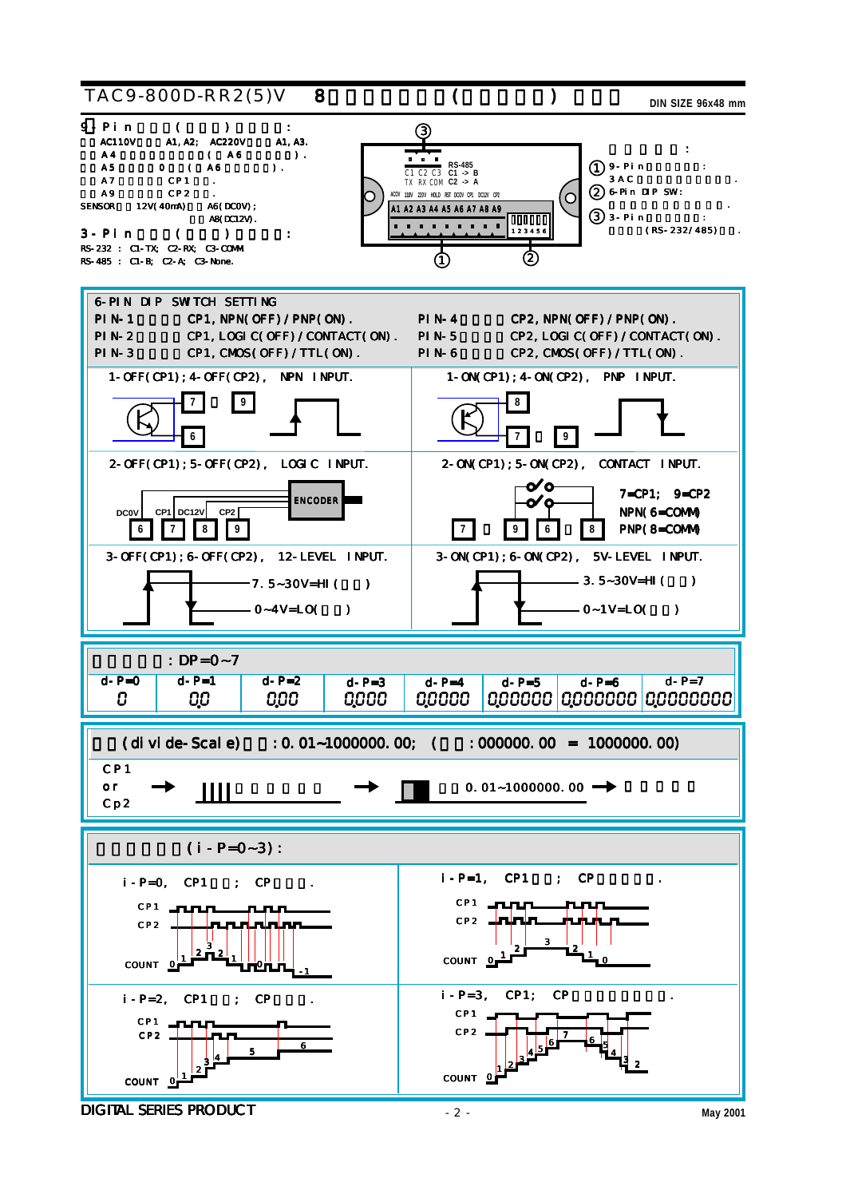# TAC9-800D-RR2(5)V　8

DIN SIZE 96x48 mm

## 9-Pin ( ) :

AC110V A1, A2; AC220V A1, A3.

A4 ( A6 ).

A5 0 ( A6 ).

A7 CP1 .

A9 CP2 .

SENSOR 12V(40mA) A6(DC0V); A8(DC12V).

## 3-Pin ( ) :

RS-232 : C1-TX; C2-RX; C3-COMM

RS-485 : C1-B; C2-A; C3-None.

RS-485: C1 -> B, C2 -> A

C1 C2 C3 / TX RX COM

A1 A2 A3 A4 A5 A6 A7 A8 A9

① 9-Pin : 3AC .

② 6-Pin DIP SW: .

③ 3-Pin : (RS-232/485) .

## 6-PIN DIP SWITCH SETTING

| | |
|---|---|
| PIN-1 CP1, NPN(OFF)/PNP(ON). | PIN-4 CP2, NPN(OFF)/PNP(ON). |
| PIN-2 CP1, LOGIC(OFF)/CONTACT(ON). | PIN-5 CP2, LOGIC(OFF)/CONTACT(ON). |
| PIN-3 CP1, CMOS(OFF)/TTL(ON). | PIN-6 CP2, CMOS(OFF)/TTL(ON). |

1-OFF(CP1); 4-OFF(CP2), NPN INPUT. (7, 9, 6)

1-ON(CP1); 4-ON(CP2), PNP INPUT. (8, 7, 9)

2-OFF(CP1); 5-OFF(CP2), LOGIC INPUT. (ENCODER; DC0V 6, CP1 7, DC12V 8, CP2 9)

2-ON(CP1); 5-ON(CP2), CONTACT INPUT. 7=CP1; 9=CP2; NPN(6=COMM); PNP(8=COMM)

3-OFF(CP1); 6-OFF(CP2), 12-LEVEL INPUT. 7.5~30V=HI ( ); 0~4V=LO( )

3-ON(CP1); 6-ON(CP2), 5V-LEVEL INPUT. 3.5~30V=HI ( ); 0~1V=LO( )

## : DP=0~7

| d-P=0 | d-P=1 | d-P=2 | d-P=3 | d-P=4 | d-P=5 | d-P=6 | d-P=7 |
|---|---|---|---|---|---|---|---|
| 0 | 0.0 | 0.00 | 0.000 | 0.0000 | 0.00000 | 0.000000 | 0.0000000 |

## (divide-Scale) : 0.01~1000000.00; ( : 000000.00 = 1000000.00)

CP1 or Cp2 → → 0.01~1000000.00 →

## (i-P=0~3):

i-P=0, CP1 ; CP .

i-P=1, CP1 ; CP .

i-P=2, CP1 ; CP .

i-P=3, CP1; CP .

DIGITAL SERIES PRODUCT

May 2001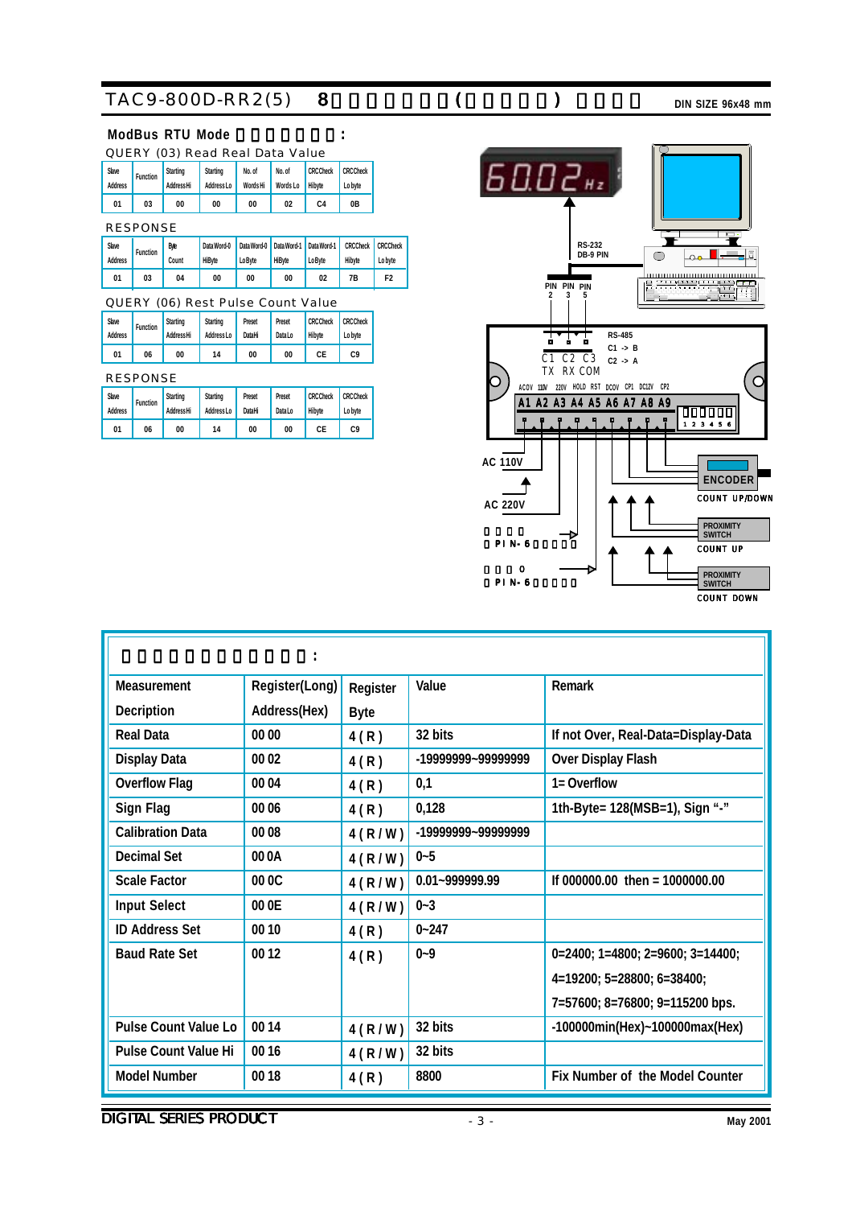TAC9-800D-RR2(5) 8

DIN SIZE 96x48 mm

## ModBus RTU Mode :

QUERY (03) Read Real Data Value

| Slave Address | Function | Starting Address Hi | Starting Address Lo | No. of Words Hi | No. of Words Lo | CRCCheck Hibyte | CRCCheck Lo byte |
|---|---|---|---|---|---|---|---|
| 01 | 03 | 00 | 00 | 00 | 02 | C4 | 0B |

RESPONSE

| Slave Address | Function | Byte Count | Data Word-0 HiByte | Data Word-0 LoByte | Data Word-1 HiByte | Data Word-1 LoByte | CRCCheck Hibyte | CRCCheck Lo byte |
|---|---|---|---|---|---|---|---|---|
| 01 | 03 | 04 | 00 | 00 | 00 | 02 | 7B | F2 |

QUERY (06) Rest Pulse Count Value

| Slave Address | Function | Starting Address Hi | Starting Address Lo | Preset DataHi | Preset Data Lo | CRCCheck Hibyte | CRCCheck Lo byte |
|---|---|---|---|---|---|---|---|
| 01 | 06 | 00 | 14 | 00 | 00 | CE | C9 |

RESPONSE

| Slave Address | Function | Starting Address Hi | Starting Address Lo | Preset DataHi | Preset Data Lo | CRCCheck Hibyte | CRCCheck Lo byte |
|---|---|---|---|---|---|---|---|
| 01 | 06 | 00 | 14 | 00 | 00 | CE | C9 |

60.02 Hz

RS-232 DB-9 PIN

PIN 2 PIN 3 PIN 5

RS-485
C1 -> B
C2 -> A

C1 C2 C3
TX RX COM

ACOV 110V 220V HOLD RST DCOV CP1 DC12V CP2

A1 A2 A3 A4 A5 A6 A7 A8 A9

1 2 3 4 5 6

AC 110V

AC 220V

ENCODER

COUNT UP/DOWN

PIN-6

PROXIMITY SWITCH

COUNT UP

0

PIN-6

PROXIMITY SWITCH

COUNT DOWN

:

| Measurement Decription | Register(Long) Address(Hex) | Register Byte | Value | Remark |
|---|---|---|---|---|
| Real Data | 00 00 | 4 ( R ) | 32 bits | If not Over, Real-Data=Display-Data |
| Display Data | 00 02 | 4 ( R ) | -19999999~99999999 | Over Display Flash |
| Overflow Flag | 00 04 | 4 ( R ) | 0,1 | 1= Overflow |
| Sign Flag | 00 06 | 4 ( R ) | 0,128 | 1th-Byte= 128(MSB=1), Sign "-" |
| Calibration Data | 00 08 | 4 ( R / W ) | -19999999~99999999 | |
| Decimal Set | 00 0A | 4 ( R / W ) | 0~5 | |
| Scale Factor | 00 0C | 4 ( R / W ) | 0.01~999999.99 | If 000000.00 then = 1000000.00 |
| Input Select | 00 0E | 4 ( R / W ) | 0~3 | |
| ID Address Set | 00 10 | 4 ( R ) | 0~247 | |
| Baud Rate Set | 00 12 | 4 ( R ) | 0~9 | 0=2400; 1=4800; 2=9600; 3=14400; 4=19200; 5=28800; 6=38400; 7=57600; 8=76800; 9=115200 bps. |
| Pulse Count Value Lo | 00 14 | 4 ( R / W ) | 32 bits | -100000min(Hex)~100000max(Hex) |
| Pulse Count Value Hi | 00 16 | 4 ( R / W ) | 32 bits | |
| Model Number | 00 18 | 4 ( R ) | 8800 | Fix Number of the Model Counter |

DIGITAL SERIES PRODUCT

May 2001